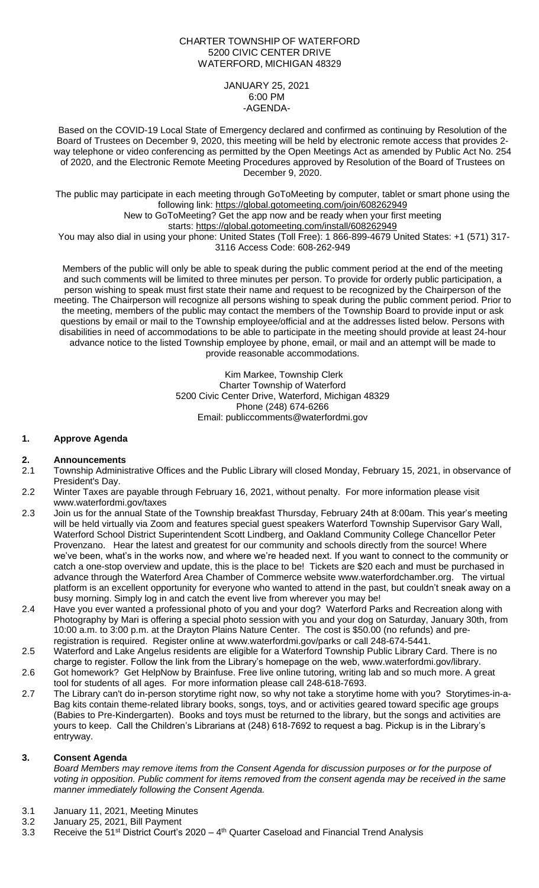CHARTER TOWNSHIP OF WATERFORD
5200 CIVIC CENTER DRIVE
WATERFORD, MICHIGAN 48329

JANUARY 25, 2021
6:00 PM
-AGENDA-

Based on the COVID-19 Local State of Emergency declared and confirmed as continuing by Resolution of the Board of Trustees on December 9, 2020, this meeting will be held by electronic remote access that provides 2-way telephone or video conferencing as permitted by the Open Meetings Act as amended by Public Act No. 254 of 2020, and the Electronic Remote Meeting Procedures approved by Resolution of the Board of Trustees on December 9, 2020.

The public may participate in each meeting through GoToMeeting by computer, tablet or smart phone using the following link: https://global.gotomeeting.com/join/608262949
New to GoToMeeting? Get the app now and be ready when your first meeting starts: https://global.gotomeeting.com/install/608262949
You may also dial in using your phone: United States (Toll Free): 1 866-899-4679 United States: +1 (571) 317-3116 Access Code: 608-262-949

Members of the public will only be able to speak during the public comment period at the end of the meeting and such comments will be limited to three minutes per person. To provide for orderly public participation, a person wishing to speak must first state their name and request to be recognized by the Chairperson of the meeting. The Chairperson will recognize all persons wishing to speak during the public comment period. Prior to the meeting, members of the public may contact the members of the Township Board to provide input or ask questions by email or mail to the Township employee/official and at the addresses listed below. Persons with disabilities in need of accommodations to be able to participate in the meeting should provide at least 24-hour advance notice to the listed Township employee by phone, email, or mail and an attempt will be made to provide reasonable accommodations.

Kim Markee, Township Clerk
Charter Township of Waterford
5200 Civic Center Drive, Waterford, Michigan 48329
Phone (248) 674-6266
Email: publiccomments@waterfordmi.gov

## 1. Approve Agenda

## 2. Announcements

2.1 Township Administrative Offices and the Public Library will closed Monday, February 15, 2021, in observance of President's Day.

2.2 Winter Taxes are payable through February 16, 2021, without penalty. For more information please visit www.waterfordmi.gov/taxes

2.3 Join us for the annual State of the Township breakfast Thursday, February 24th at 8:00am. This year's meeting will be held virtually via Zoom and features special guest speakers Waterford Township Supervisor Gary Wall, Waterford School District Superintendent Scott Lindberg, and Oakland Community College Chancellor Peter Provenzano. Hear the latest and greatest for our community and schools directly from the source! Where we've been, what's in the works now, and where we're headed next. If you want to connect to the community or catch a one-stop overview and update, this is the place to be! Tickets are $20 each and must be purchased in advance through the Waterford Area Chamber of Commerce website www.waterfordchamber.org. The virtual platform is an excellent opportunity for everyone who wanted to attend in the past, but couldn't sneak away on a busy morning. Simply log in and catch the event live from wherever you may be!

2.4 Have you ever wanted a professional photo of you and your dog? Waterford Parks and Recreation along with Photography by Mari is offering a special photo session with you and your dog on Saturday, January 30th, from 10:00 a.m. to 3:00 p.m. at the Drayton Plains Nature Center. The cost is $50.00 (no refunds) and pre-registration is required. Register online at www.waterfordmi.gov/parks or call 248-674-5441.

2.5 Waterford and Lake Angelus residents are eligible for a Waterford Township Public Library Card. There is no charge to register. Follow the link from the Library's homepage on the web, www.waterfordmi.gov/library.

2.6 Got homework? Get HelpNow by Brainfuse. Free live online tutoring, writing lab and so much more. A great tool for students of all ages. For more information please call 248-618-7693.

2.7 The Library can't do in-person storytime right now, so why not take a storytime home with you? Storytimes-in-a-Bag kits contain theme-related library books, songs, toys, and or activities geared toward specific age groups (Babies to Pre-Kindergarten). Books and toys must be returned to the library, but the songs and activities are yours to keep. Call the Children's Librarians at (248) 618-7692 to request a bag. Pickup is in the Library's entryway.

## 3. Consent Agenda

*Board Members may remove items from the Consent Agenda for discussion purposes or for the purpose of voting in opposition. Public comment for items removed from the consent agenda may be received in the same manner immediately following the Consent Agenda.*

3.1 January 11, 2021, Meeting Minutes

3.2 January 25, 2021, Bill Payment

3.3 Receive the 51st District Court's 2020 – 4th Quarter Caseload and Financial Trend Analysis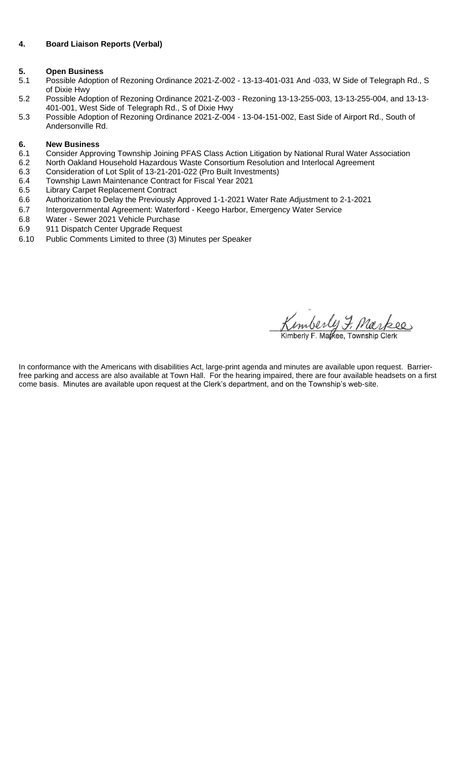**4. Board Liaison Reports (Verbal)**

**5. Open Business**

5.1 Possible Adoption of Rezoning Ordinance 2021-Z-002 - 13-13-401-031 And -033, W Side of Telegraph Rd., S of Dixie Hwy

5.2 Possible Adoption of Rezoning Ordinance 2021-Z-003 - Rezoning 13-13-255-003, 13-13-255-004, and 13-13-401-001, West Side of Telegraph Rd., S of Dixie Hwy

5.3 Possible Adoption of Rezoning Ordinance 2021-Z-004 - 13-04-151-002, East Side of Airport Rd., South of Andersonville Rd.

**6. New Business**

6.1 Consider Approving Township Joining PFAS Class Action Litigation by National Rural Water Association

6.2 North Oakland Household Hazardous Waste Consortium Resolution and Interlocal Agreement

6.3 Consideration of Lot Split of 13-21-201-022 (Pro Built Investments)

6.4 Township Lawn Maintenance Contract for Fiscal Year 2021

6.5 Library Carpet Replacement Contract

6.6 Authorization to Delay the Previously Approved 1-1-2021 Water Rate Adjustment to 2-1-2021

6.7 Intergovernmental Agreement: Waterford - Keego Harbor, Emergency Water Service

6.8 Water - Sewer 2021 Vehicle Purchase

6.9 911 Dispatch Center Upgrade Request

6.10 Public Comments Limited to three (3) Minutes per Speaker

Kimberly F. Markee

Kimberly F. Markee, Township Clerk

In conformance with the Americans with disabilities Act, large-print agenda and minutes are available upon request. Barrier-free parking and access are also available at Town Hall. For the hearing impaired, there are four available headsets on a first come basis. Minutes are available upon request at the Clerk's department, and on the Township's web-site.